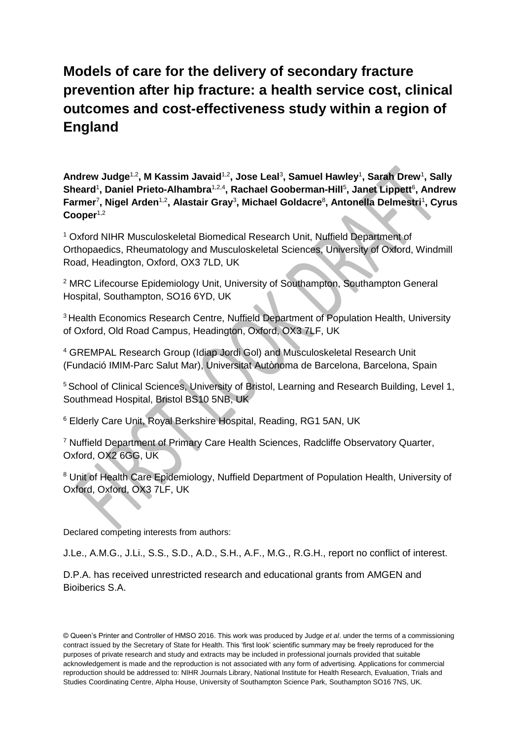# Models of care for the delivery of secondary fracture prevention after hip fracture: a health service cost, clinical outcomes and cost-effectiveness study within a region of England

**Andrew Judge[1,2], M Kassim Javaid[1,2], Jose Leal[3], Samuel Hawley[1], Sarah Drew[1], Sally Sheard[1], Daniel Prieto-Alhambra[1,2,4], Rachael Gooberman-Hill[5], Janet Lippett[6], Andrew Farmer[7], Nigel Arden[1,2], Alastair Gray[3], Michael Goldacre[8], Antonella Delmestri[1], Cyrus Cooper[1,2]**

[1] Oxford NIHR Musculoskeletal Biomedical Research Unit, Nuffield Department of Orthopaedics, Rheumatology and Musculoskeletal Sciences, University of Oxford, Windmill Road, Headington, Oxford, OX3 7LD, UK

[2] MRC Lifecourse Epidemiology Unit, University of Southampton, Southampton General Hospital, Southampton, SO16 6YD, UK

[3] Health Economics Research Centre, Nuffield Department of Population Health, University of Oxford, Old Road Campus, Headington, Oxford, OX3 7LF, UK

[4] GREMPAL Research Group (Idiap Jordi Gol) and Musculoskeletal Research Unit (Fundació IMIM-Parc Salut Mar), Universitat Autònoma de Barcelona, Barcelona, Spain

[5] School of Clinical Sciences, University of Bristol, Learning and Research Building, Level 1, Southmead Hospital, Bristol BS10 5NB, UK

[6] Elderly Care Unit, Royal Berkshire Hospital, Reading, RG1 5AN, UK

[7] Nuffield Department of Primary Care Health Sciences, Radcliffe Observatory Quarter, Oxford, OX2 6GG, UK

[8] Unit of Health Care Epidemiology, Nuffield Department of Population Health, University of Oxford, Oxford, OX3 7LF, UK

Declared competing interests from authors:

J.Le., A.M.G., J.Li., S.S., S.D., A.D., S.H., A.F., M.G., R.G.H., report no conflict of interest.

D.P.A. has received unrestricted research and educational grants from AMGEN and Bioiberics S.A.

© Queen's Printer and Controller of HMSO 2016. This work was produced by Judge *et al*. under the terms of a commissioning contract issued by the Secretary of State for Health. This 'first look' scientific summary may be freely reproduced for the purposes of private research and study and extracts may be included in professional journals provided that suitable acknowledgement is made and the reproduction is not associated with any form of advertising. Applications for commercial reproduction should be addressed to: NIHR Journals Library, National Institute for Health Research, Evaluation, Trials and Studies Coordinating Centre, Alpha House, University of Southampton Science Park, Southampton SO16 7NS, UK.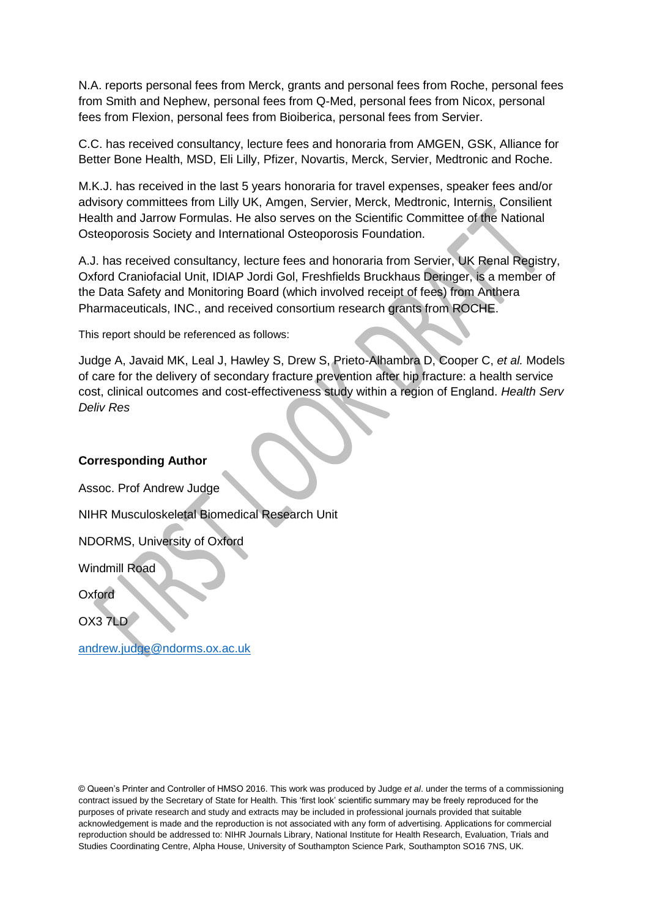N.A. reports personal fees from Merck, grants and personal fees from Roche, personal fees from Smith and Nephew, personal fees from Q-Med, personal fees from Nicox, personal fees from Flexion, personal fees from Bioiberica, personal fees from Servier.

C.C. has received consultancy, lecture fees and honoraria from AMGEN, GSK, Alliance for Better Bone Health, MSD, Eli Lilly, Pfizer, Novartis, Merck, Servier, Medtronic and Roche.

M.K.J. has received in the last 5 years honoraria for travel expenses, speaker fees and/or advisory committees from Lilly UK, Amgen, Servier, Merck, Medtronic, Internis, Consilient Health and Jarrow Formulas. He also serves on the Scientific Committee of the National Osteoporosis Society and International Osteoporosis Foundation.

A.J. has received consultancy, lecture fees and honoraria from Servier, UK Renal Registry, Oxford Craniofacial Unit, IDIAP Jordi Gol, Freshfields Bruckhaus Deringer, is a member of the Data Safety and Monitoring Board (which involved receipt of fees) from Anthera Pharmaceuticals, INC., and received consortium research grants from ROCHE.

This report should be referenced as follows:

Judge A, Javaid MK, Leal J, Hawley S, Drew S, Prieto-Alhambra D, Cooper C, *et al.* Models of care for the delivery of secondary fracture prevention after hip fracture: a health service cost, clinical outcomes and cost-effectiveness study within a region of England. *Health Serv Deliv Res*

**Corresponding Author**

Assoc. Prof Andrew Judge

NIHR Musculoskeletal Biomedical Research Unit

NDORMS, University of Oxford

Windmill Road

Oxford

OX3 7LD

andrew.judge@ndorms.ox.ac.uk

© Queen's Printer and Controller of HMSO 2016. This work was produced by Judge *et al*. under the terms of a commissioning contract issued by the Secretary of State for Health. This 'first look' scientific summary may be freely reproduced for the purposes of private research and study and extracts may be included in professional journals provided that suitable acknowledgement is made and the reproduction is not associated with any form of advertising. Applications for commercial reproduction should be addressed to: NIHR Journals Library, National Institute for Health Research, Evaluation, Trials and Studies Coordinating Centre, Alpha House, University of Southampton Science Park, Southampton SO16 7NS, UK.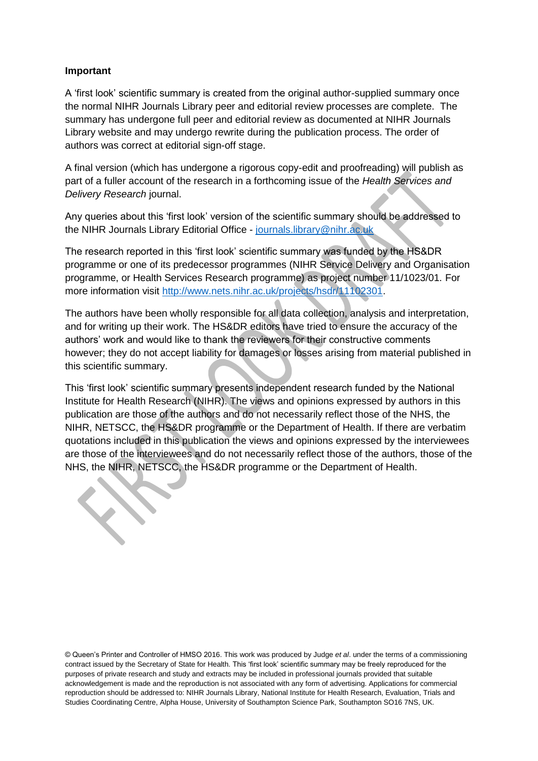**Important**

A 'first look' scientific summary is created from the original author-supplied summary once the normal NIHR Journals Library peer and editorial review processes are complete. The summary has undergone full peer and editorial review as documented at NIHR Journals Library website and may undergo rewrite during the publication process. The order of authors was correct at editorial sign-off stage.

A final version (which has undergone a rigorous copy-edit and proofreading) will publish as part of a fuller account of the research in a forthcoming issue of the *Health Services and Delivery Research* journal.

Any queries about this 'first look' version of the scientific summary should be addressed to the NIHR Journals Library Editorial Office - [journals.library@nihr.ac.uk](mailto:journals.library@nihr.ac.uk)

The research reported in this 'first look' scientific summary was funded by the HS&DR programme or one of its predecessor programmes (NIHR Service Delivery and Organisation programme, or Health Services Research programme) as project number 11/1023/01. For more information visit [http://www.nets.nihr.ac.uk/projects/hsdr/11102301](http://www.nets.nihr.ac.uk/projects/hsdr/11102301).

The authors have been wholly responsible for all data collection, analysis and interpretation, and for writing up their work. The HS&DR editors have tried to ensure the accuracy of the authors' work and would like to thank the reviewers for their constructive comments however; they do not accept liability for damages or losses arising from material published in this scientific summary.

This 'first look' scientific summary presents independent research funded by the National Institute for Health Research (NIHR). The views and opinions expressed by authors in this publication are those of the authors and do not necessarily reflect those of the NHS, the NIHR, NETSCC, the HS&DR programme or the Department of Health. If there are verbatim quotations included in this publication the views and opinions expressed by the interviewees are those of the interviewees and do not necessarily reflect those of the authors, those of the NHS, the NIHR, NETSCC, the HS&DR programme or the Department of Health.

© Queen's Printer and Controller of HMSO 2016. This work was produced by Judge *et al*. under the terms of a commissioning contract issued by the Secretary of State for Health. This 'first look' scientific summary may be freely reproduced for the purposes of private research and study and extracts may be included in professional journals provided that suitable acknowledgement is made and the reproduction is not associated with any form of advertising. Applications for commercial reproduction should be addressed to: NIHR Journals Library, National Institute for Health Research, Evaluation, Trials and Studies Coordinating Centre, Alpha House, University of Southampton Science Park, Southampton SO16 7NS, UK.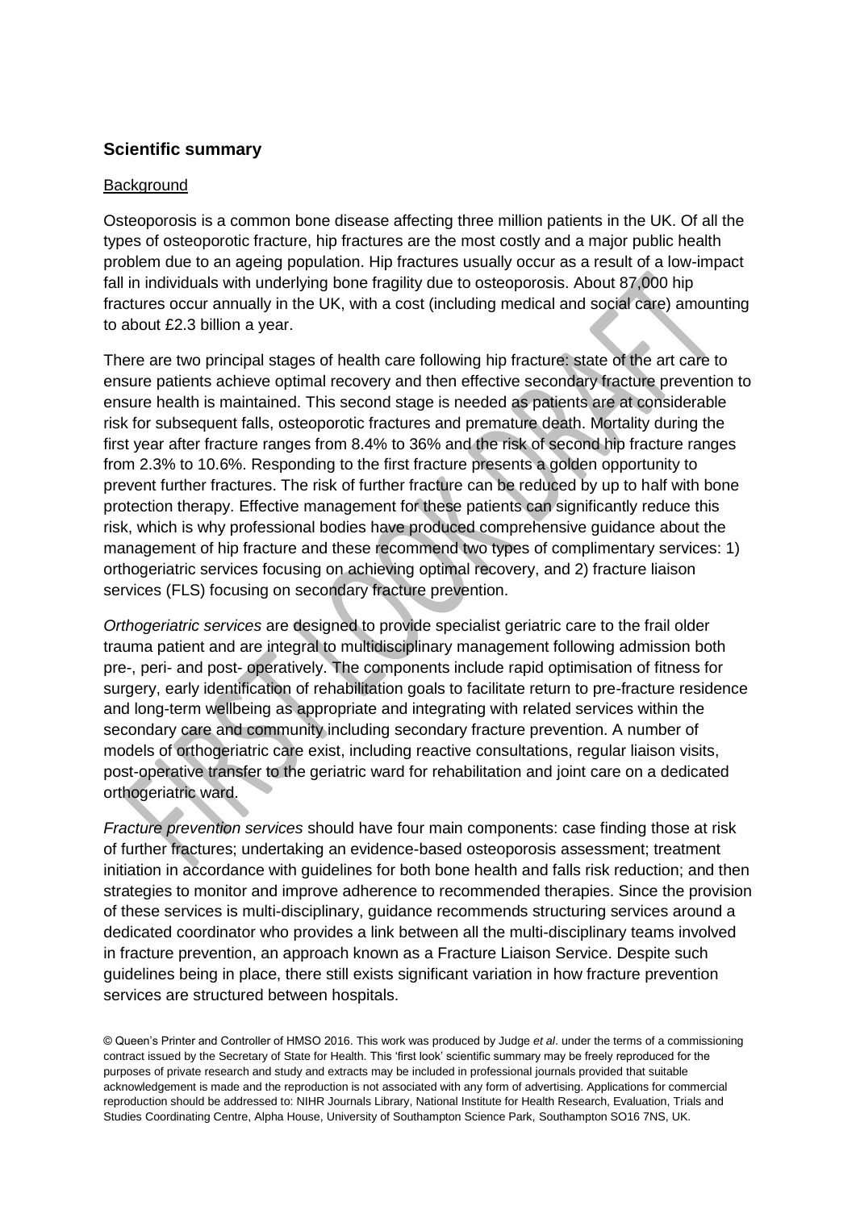## Scientific summary

### Background

Osteoporosis is a common bone disease affecting three million patients in the UK. Of all the types of osteoporotic fracture, hip fractures are the most costly and a major public health problem due to an ageing population. Hip fractures usually occur as a result of a low-impact fall in individuals with underlying bone fragility due to osteoporosis. About 87,000 hip fractures occur annually in the UK, with a cost (including medical and social care) amounting to about £2.3 billion a year.

There are two principal stages of health care following hip fracture: state of the art care to ensure patients achieve optimal recovery and then effective secondary fracture prevention to ensure health is maintained. This second stage is needed as patients are at considerable risk for subsequent falls, osteoporotic fractures and premature death. Mortality during the first year after fracture ranges from 8.4% to 36% and the risk of second hip fracture ranges from 2.3% to 10.6%. Responding to the first fracture presents a golden opportunity to prevent further fractures. The risk of further fracture can be reduced by up to half with bone protection therapy. Effective management for these patients can significantly reduce this risk, which is why professional bodies have produced comprehensive guidance about the management of hip fracture and these recommend two types of complimentary services: 1) orthogeriatric services focusing on achieving optimal recovery, and 2) fracture liaison services (FLS) focusing on secondary fracture prevention.

*Orthogeriatric services* are designed to provide specialist geriatric care to the frail older trauma patient and are integral to multidisciplinary management following admission both pre-, peri- and post- operatively. The components include rapid optimisation of fitness for surgery, early identification of rehabilitation goals to facilitate return to pre-fracture residence and long-term wellbeing as appropriate and integrating with related services within the secondary care and community including secondary fracture prevention. A number of models of orthogeriatric care exist, including reactive consultations, regular liaison visits, post-operative transfer to the geriatric ward for rehabilitation and joint care on a dedicated orthogeriatric ward.

*Fracture prevention services* should have four main components: case finding those at risk of further fractures; undertaking an evidence-based osteoporosis assessment; treatment initiation in accordance with guidelines for both bone health and falls risk reduction; and then strategies to monitor and improve adherence to recommended therapies. Since the provision of these services is multi-disciplinary, guidance recommends structuring services around a dedicated coordinator who provides a link between all the multi-disciplinary teams involved in fracture prevention, an approach known as a Fracture Liaison Service. Despite such guidelines being in place, there still exists significant variation in how fracture prevention services are structured between hospitals.

© Queen's Printer and Controller of HMSO 2016. This work was produced by Judge *et al*. under the terms of a commissioning contract issued by the Secretary of State for Health. This 'first look' scientific summary may be freely reproduced for the purposes of private research and study and extracts may be included in professional journals provided that suitable acknowledgement is made and the reproduction is not associated with any form of advertising. Applications for commercial reproduction should be addressed to: NIHR Journals Library, National Institute for Health Research, Evaluation, Trials and Studies Coordinating Centre, Alpha House, University of Southampton Science Park, Southampton SO16 7NS, UK.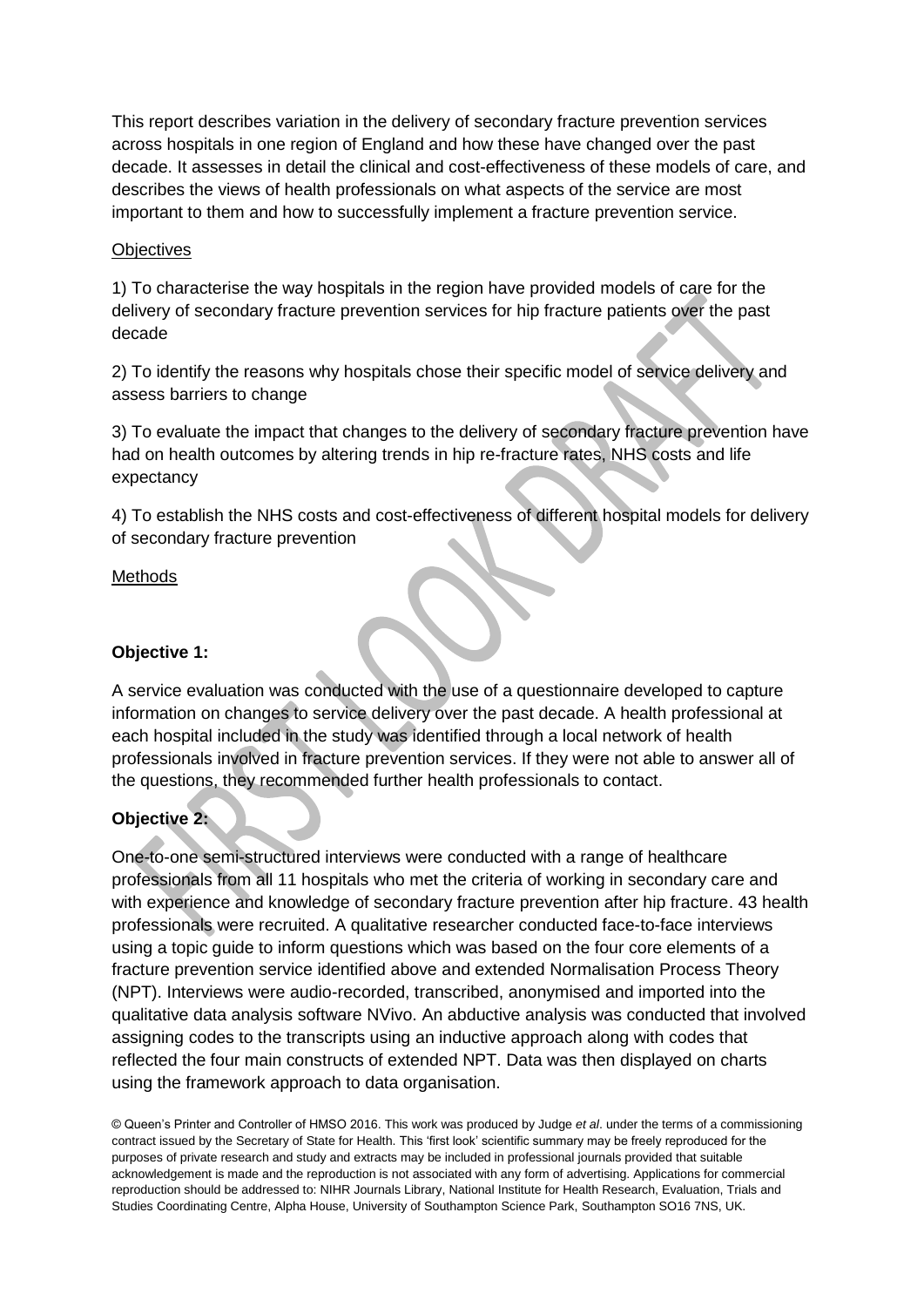This report describes variation in the delivery of secondary fracture prevention services across hospitals in one region of England and how these have changed over the past decade. It assesses in detail the clinical and cost-effectiveness of these models of care, and describes the views of health professionals on what aspects of the service are most important to them and how to successfully implement a fracture prevention service.

Objectives

1) To characterise the way hospitals in the region have provided models of care for the delivery of secondary fracture prevention services for hip fracture patients over the past decade

2) To identify the reasons why hospitals chose their specific model of service delivery and assess barriers to change

3) To evaluate the impact that changes to the delivery of secondary fracture prevention have had on health outcomes by altering trends in hip re-fracture rates, NHS costs and life expectancy

4) To establish the NHS costs and cost-effectiveness of different hospital models for delivery of secondary fracture prevention

Methods

**Objective 1:**

A service evaluation was conducted with the use of a questionnaire developed to capture information on changes to service delivery over the past decade. A health professional at each hospital included in the study was identified through a local network of health professionals involved in fracture prevention services. If they were not able to answer all of the questions, they recommended further health professionals to contact.

**Objective 2:**

One-to-one semi-structured interviews were conducted with a range of healthcare professionals from all 11 hospitals who met the criteria of working in secondary care and with experience and knowledge of secondary fracture prevention after hip fracture. 43 health professionals were recruited. A qualitative researcher conducted face-to-face interviews using a topic guide to inform questions which was based on the four core elements of a fracture prevention service identified above and extended Normalisation Process Theory (NPT). Interviews were audio-recorded, transcribed, anonymised and imported into the qualitative data analysis software NVivo. An abductive analysis was conducted that involved assigning codes to the transcripts using an inductive approach along with codes that reflected the four main constructs of extended NPT. Data was then displayed on charts using the framework approach to data organisation.

© Queen's Printer and Controller of HMSO 2016. This work was produced by Judge *et al*. under the terms of a commissioning contract issued by the Secretary of State for Health. This 'first look' scientific summary may be freely reproduced for the purposes of private research and study and extracts may be included in professional journals provided that suitable acknowledgement is made and the reproduction is not associated with any form of advertising. Applications for commercial reproduction should be addressed to: NIHR Journals Library, National Institute for Health Research, Evaluation, Trials and Studies Coordinating Centre, Alpha House, University of Southampton Science Park, Southampton SO16 7NS, UK.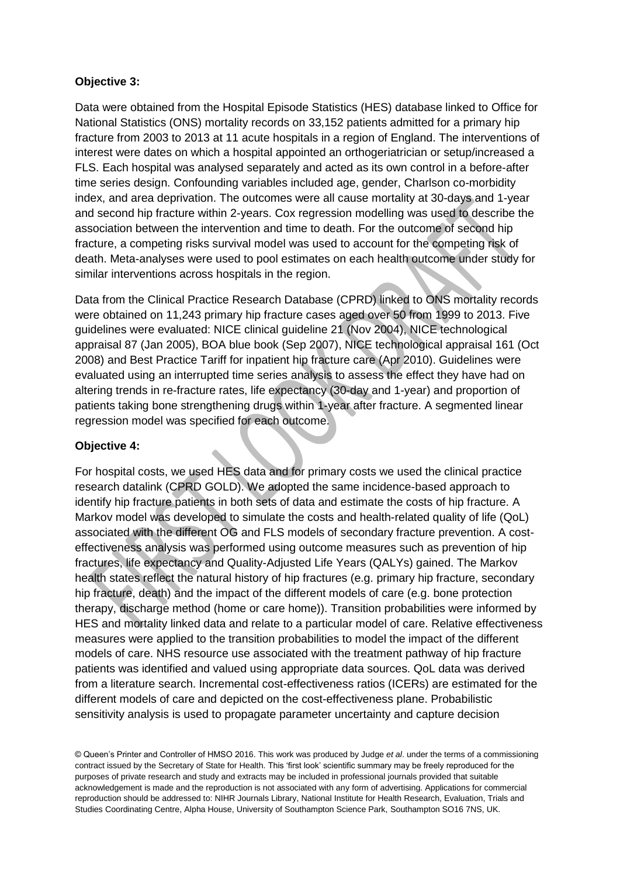**Objective 3:**

Data were obtained from the Hospital Episode Statistics (HES) database linked to Office for National Statistics (ONS) mortality records on 33,152 patients admitted for a primary hip fracture from 2003 to 2013 at 11 acute hospitals in a region of England. The interventions of interest were dates on which a hospital appointed an orthogeriatrician or setup/increased a FLS. Each hospital was analysed separately and acted as its own control in a before-after time series design. Confounding variables included age, gender, Charlson co-morbidity index, and area deprivation. The outcomes were all cause mortality at 30-days and 1-year and second hip fracture within 2-years. Cox regression modelling was used to describe the association between the intervention and time to death. For the outcome of second hip fracture, a competing risks survival model was used to account for the competing risk of death. Meta-analyses were used to pool estimates on each health outcome under study for similar interventions across hospitals in the region.

Data from the Clinical Practice Research Database (CPRD) linked to ONS mortality records were obtained on 11,243 primary hip fracture cases aged over 50 from 1999 to 2013. Five guidelines were evaluated: NICE clinical guideline 21 (Nov 2004), NICE technological appraisal 87 (Jan 2005), BOA blue book (Sep 2007), NICE technological appraisal 161 (Oct 2008) and Best Practice Tariff for inpatient hip fracture care (Apr 2010). Guidelines were evaluated using an interrupted time series analysis to assess the effect they have had on altering trends in re-fracture rates, life expectancy (30-day and 1-year) and proportion of patients taking bone strengthening drugs within 1-year after fracture. A segmented linear regression model was specified for each outcome.

**Objective 4:**

For hospital costs, we used HES data and for primary costs we used the clinical practice research datalink (CPRD GOLD). We adopted the same incidence-based approach to identify hip fracture patients in both sets of data and estimate the costs of hip fracture. A Markov model was developed to simulate the costs and health-related quality of life (QoL) associated with the different OG and FLS models of secondary fracture prevention. A cost-effectiveness analysis was performed using outcome measures such as prevention of hip fractures, life expectancy and Quality-Adjusted Life Years (QALYs) gained. The Markov health states reflect the natural history of hip fractures (e.g. primary hip fracture, secondary hip fracture, death) and the impact of the different models of care (e.g. bone protection therapy, discharge method (home or care home)). Transition probabilities were informed by HES and mortality linked data and relate to a particular model of care. Relative effectiveness measures were applied to the transition probabilities to model the impact of the different models of care. NHS resource use associated with the treatment pathway of hip fracture patients was identified and valued using appropriate data sources. QoL data was derived from a literature search. Incremental cost-effectiveness ratios (ICERs) are estimated for the different models of care and depicted on the cost-effectiveness plane. Probabilistic sensitivity analysis is used to propagate parameter uncertainty and capture decision

© Queen's Printer and Controller of HMSO 2016. This work was produced by Judge *et al*. under the terms of a commissioning contract issued by the Secretary of State for Health. This 'first look' scientific summary may be freely reproduced for the purposes of private research and study and extracts may be included in professional journals provided that suitable acknowledgement is made and the reproduction is not associated with any form of advertising. Applications for commercial reproduction should be addressed to: NIHR Journals Library, National Institute for Health Research, Evaluation, Trials and Studies Coordinating Centre, Alpha House, University of Southampton Science Park, Southampton SO16 7NS, UK.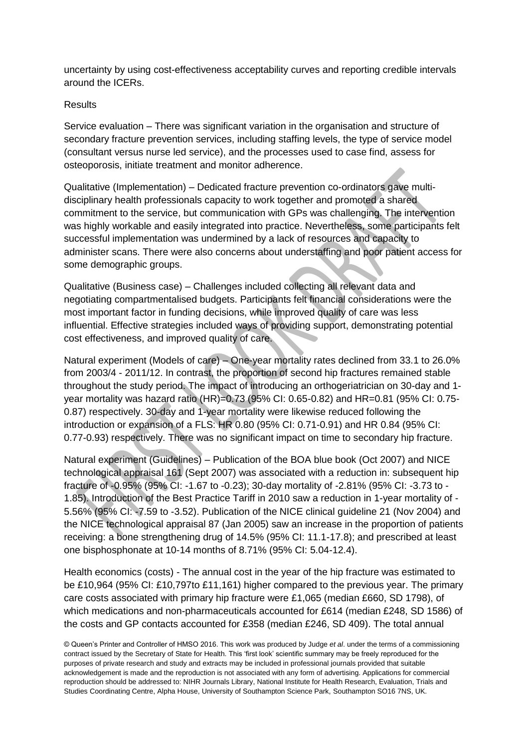uncertainty by using cost-effectiveness acceptability curves and reporting credible intervals around the ICERs.

Results

Service evaluation – There was significant variation in the organisation and structure of secondary fracture prevention services, including staffing levels, the type of service model (consultant versus nurse led service), and the processes used to case find, assess for osteoporosis, initiate treatment and monitor adherence.

Qualitative (Implementation) – Dedicated fracture prevention co-ordinators gave multi-disciplinary health professionals capacity to work together and promoted a shared commitment to the service, but communication with GPs was challenging. The intervention was highly workable and easily integrated into practice. Nevertheless, some participants felt successful implementation was undermined by a lack of resources and capacity to administer scans. There were also concerns about understaffing and poor patient access for some demographic groups.

Qualitative (Business case) – Challenges included collecting all relevant data and negotiating compartmentalised budgets. Participants felt financial considerations were the most important factor in funding decisions, while improved quality of care was less influential. Effective strategies included ways of providing support, demonstrating potential cost effectiveness, and improved quality of care.

Natural experiment (Models of care) – One-year mortality rates declined from 33.1 to 26.0% from 2003/4 - 2011/12. In contrast, the proportion of second hip fractures remained stable throughout the study period. The impact of introducing an orthogeriatrician on 30-day and 1-year mortality was hazard ratio (HR)=0.73 (95% CI: 0.65-0.82) and HR=0.81 (95% CI: 0.75-0.87) respectively. 30-day and 1-year mortality were likewise reduced following the introduction or expansion of a FLS: HR 0.80 (95% CI: 0.71-0.91) and HR 0.84 (95% CI: 0.77-0.93) respectively. There was no significant impact on time to secondary hip fracture.

Natural experiment (Guidelines) – Publication of the BOA blue book (Oct 2007) and NICE technological appraisal 161 (Sept 2007) was associated with a reduction in: subsequent hip fracture of -0.95% (95% CI: -1.67 to -0.23); 30-day mortality of -2.81% (95% CI: -3.73 to -1.85). Introduction of the Best Practice Tariff in 2010 saw a reduction in 1-year mortality of -5.56% (95% CI: -7.59 to -3.52). Publication of the NICE clinical guideline 21 (Nov 2004) and the NICE technological appraisal 87 (Jan 2005) saw an increase in the proportion of patients receiving: a bone strengthening drug of 14.5% (95% CI: 11.1-17.8); and prescribed at least one bisphosphonate at 10-14 months of 8.71% (95% CI: 5.04-12.4).

Health economics (costs) - The annual cost in the year of the hip fracture was estimated to be £10,964 (95% CI: £10,797to £11,161) higher compared to the previous year. The primary care costs associated with primary hip fracture were £1,065 (median £660, SD 1798), of which medications and non-pharmaceuticals accounted for £614 (median £248, SD 1586) of the costs and GP contacts accounted for £358 (median £246, SD 409). The total annual

© Queen's Printer and Controller of HMSO 2016. This work was produced by Judge *et al*. under the terms of a commissioning contract issued by the Secretary of State for Health. This 'first look' scientific summary may be freely reproduced for the purposes of private research and study and extracts may be included in professional journals provided that suitable acknowledgement is made and the reproduction is not associated with any form of advertising. Applications for commercial reproduction should be addressed to: NIHR Journals Library, National Institute for Health Research, Evaluation, Trials and Studies Coordinating Centre, Alpha House, University of Southampton Science Park, Southampton SO16 7NS, UK.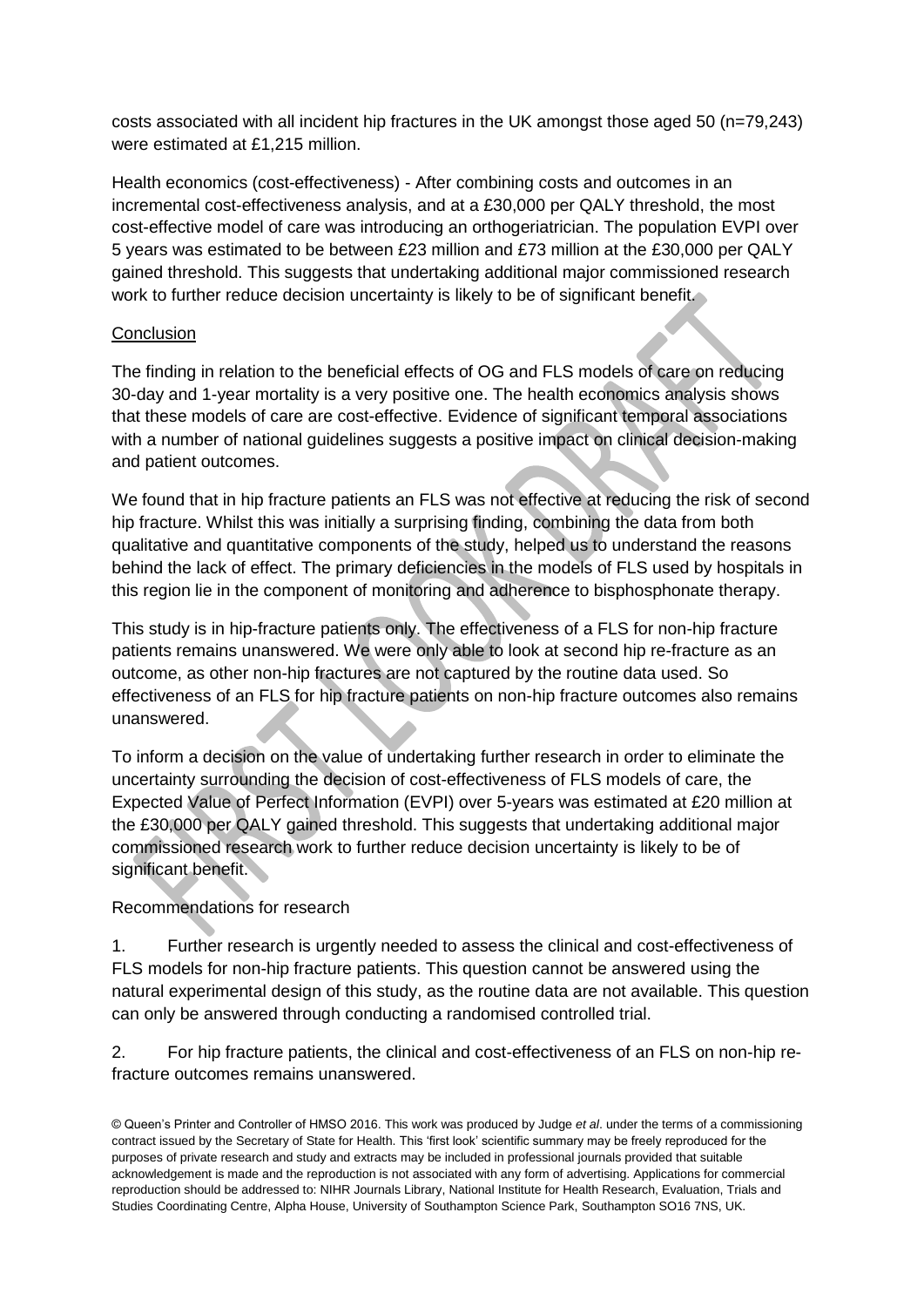costs associated with all incident hip fractures in the UK amongst those aged 50 (n=79,243) were estimated at £1,215 million.

Health economics (cost-effectiveness) - After combining costs and outcomes in an incremental cost-effectiveness analysis, and at a £30,000 per QALY threshold, the most cost-effective model of care was introducing an orthogeriatrician. The population EVPI over 5 years was estimated to be between £23 million and £73 million at the £30,000 per QALY gained threshold. This suggests that undertaking additional major commissioned research work to further reduce decision uncertainty is likely to be of significant benefit.

Conclusion

The finding in relation to the beneficial effects of OG and FLS models of care on reducing 30-day and 1-year mortality is a very positive one. The health economics analysis shows that these models of care are cost-effective. Evidence of significant temporal associations with a number of national guidelines suggests a positive impact on clinical decision-making and patient outcomes.

We found that in hip fracture patients an FLS was not effective at reducing the risk of second hip fracture. Whilst this was initially a surprising finding, combining the data from both qualitative and quantitative components of the study, helped us to understand the reasons behind the lack of effect. The primary deficiencies in the models of FLS used by hospitals in this region lie in the component of monitoring and adherence to bisphosphonate therapy.

This study is in hip-fracture patients only. The effectiveness of a FLS for non-hip fracture patients remains unanswered. We were only able to look at second hip re-fracture as an outcome, as other non-hip fractures are not captured by the routine data used. So effectiveness of an FLS for hip fracture patients on non-hip fracture outcomes also remains unanswered.

To inform a decision on the value of undertaking further research in order to eliminate the uncertainty surrounding the decision of cost-effectiveness of FLS models of care, the Expected Value of Perfect Information (EVPI) over 5-years was estimated at £20 million at the £30,000 per QALY gained threshold. This suggests that undertaking additional major commissioned research work to further reduce decision uncertainty is likely to be of significant benefit.

Recommendations for research

1. Further research is urgently needed to assess the clinical and cost-effectiveness of FLS models for non-hip fracture patients. This question cannot be answered using the natural experimental design of this study, as the routine data are not available. This question can only be answered through conducting a randomised controlled trial.

2. For hip fracture patients, the clinical and cost-effectiveness of an FLS on non-hip re-fracture outcomes remains unanswered.

© Queen's Printer and Controller of HMSO 2016. This work was produced by Judge *et al*. under the terms of a commissioning contract issued by the Secretary of State for Health. This 'first look' scientific summary may be freely reproduced for the purposes of private research and study and extracts may be included in professional journals provided that suitable acknowledgement is made and the reproduction is not associated with any form of advertising. Applications for commercial reproduction should be addressed to: NIHR Journals Library, National Institute for Health Research, Evaluation, Trials and Studies Coordinating Centre, Alpha House, University of Southampton Science Park, Southampton SO16 7NS, UK.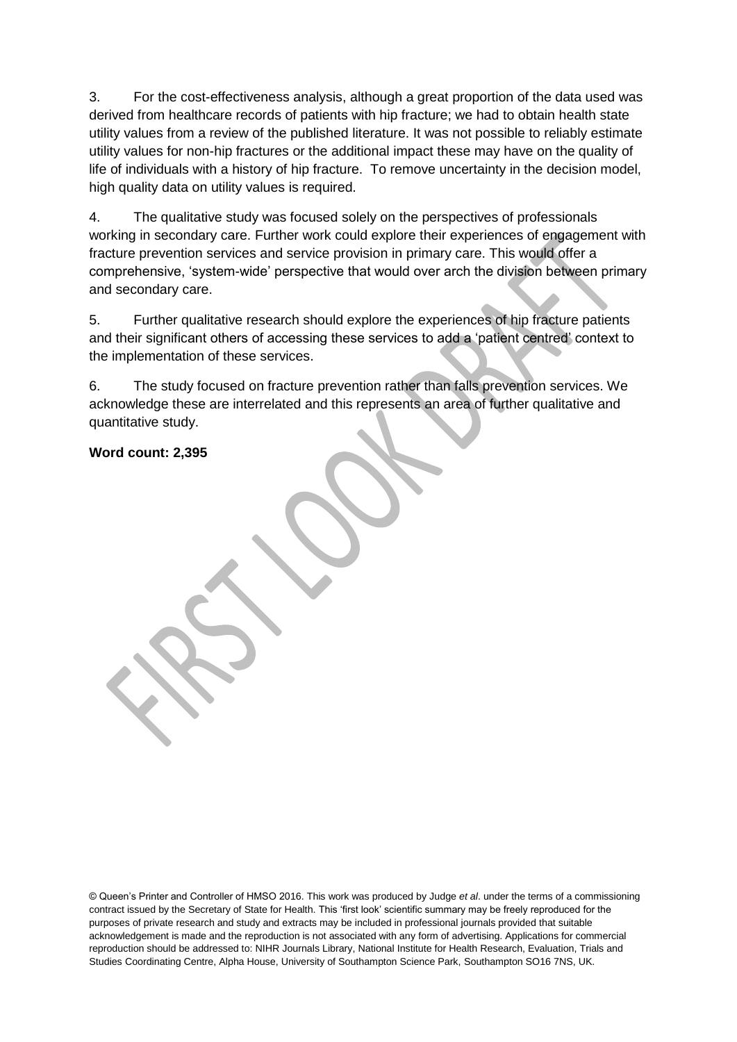3. For the cost-effectiveness analysis, although a great proportion of the data used was derived from healthcare records of patients with hip fracture; we had to obtain health state utility values from a review of the published literature. It was not possible to reliably estimate utility values for non-hip fractures or the additional impact these may have on the quality of life of individuals with a history of hip fracture. To remove uncertainty in the decision model, high quality data on utility values is required.

4. The qualitative study was focused solely on the perspectives of professionals working in secondary care. Further work could explore their experiences of engagement with fracture prevention services and service provision in primary care. This would offer a comprehensive, 'system-wide' perspective that would over arch the division between primary and secondary care.

5. Further qualitative research should explore the experiences of hip fracture patients and their significant others of accessing these services to add a 'patient centred' context to the implementation of these services.

6. The study focused on fracture prevention rather than falls prevention services. We acknowledge these are interrelated and this represents an area of further qualitative and quantitative study.

**Word count: 2,395**

© Queen's Printer and Controller of HMSO 2016. This work was produced by Judge *et al*. under the terms of a commissioning contract issued by the Secretary of State for Health. This 'first look' scientific summary may be freely reproduced for the purposes of private research and study and extracts may be included in professional journals provided that suitable acknowledgement is made and the reproduction is not associated with any form of advertising. Applications for commercial reproduction should be addressed to: NIHR Journals Library, National Institute for Health Research, Evaluation, Trials and Studies Coordinating Centre, Alpha House, University of Southampton Science Park, Southampton SO16 7NS, UK.